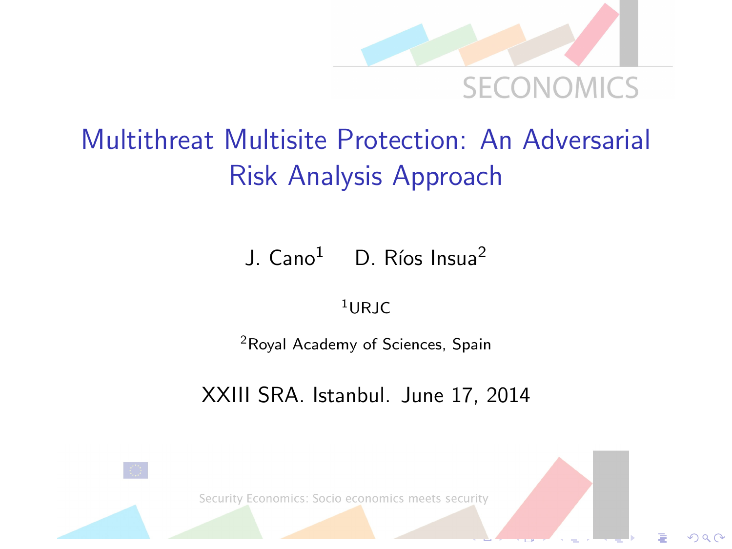SECONOMICS

# Multithreat Multisite Protection: An Adversarial Risk Analysis Approach

J. Cano[1] D. Ríos Insua[2]

[1]URJC

[2]Royal Academy of Sciences, Spain

XXIII SRA. Istanbul. June 17, 2014

Security Economics: Socio economics meets security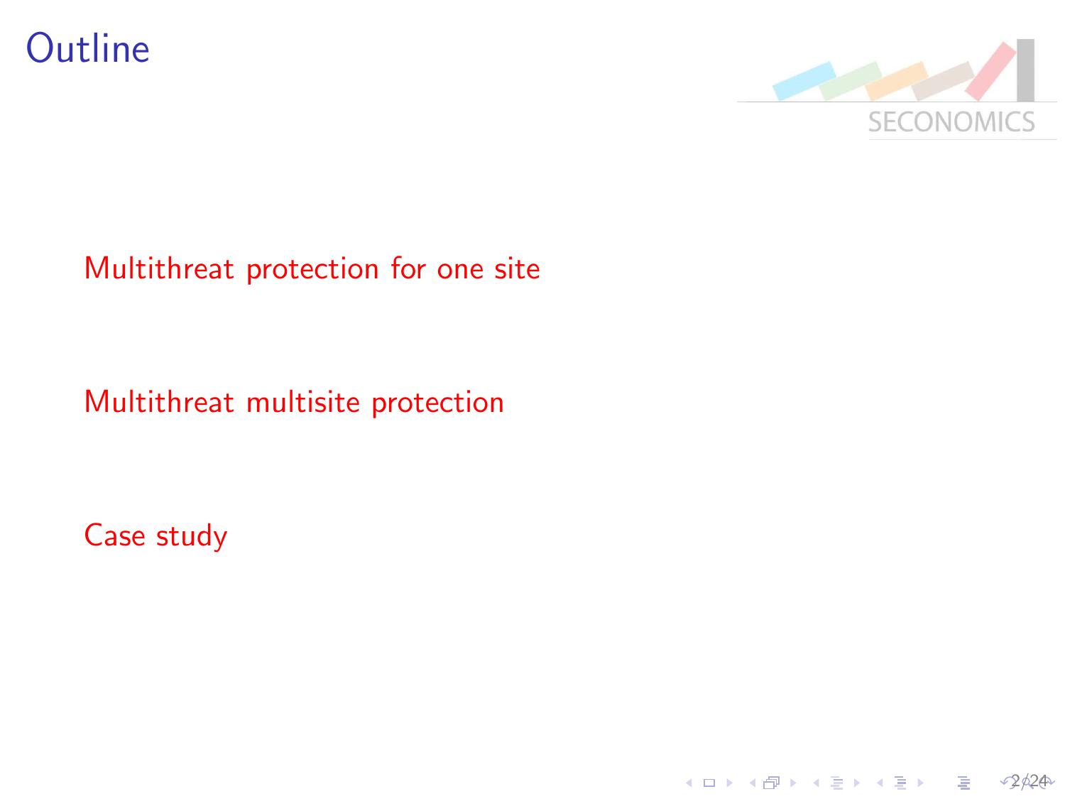# Outline

- Multithreat protection for one site
- Multithreat multisite protection
- Case study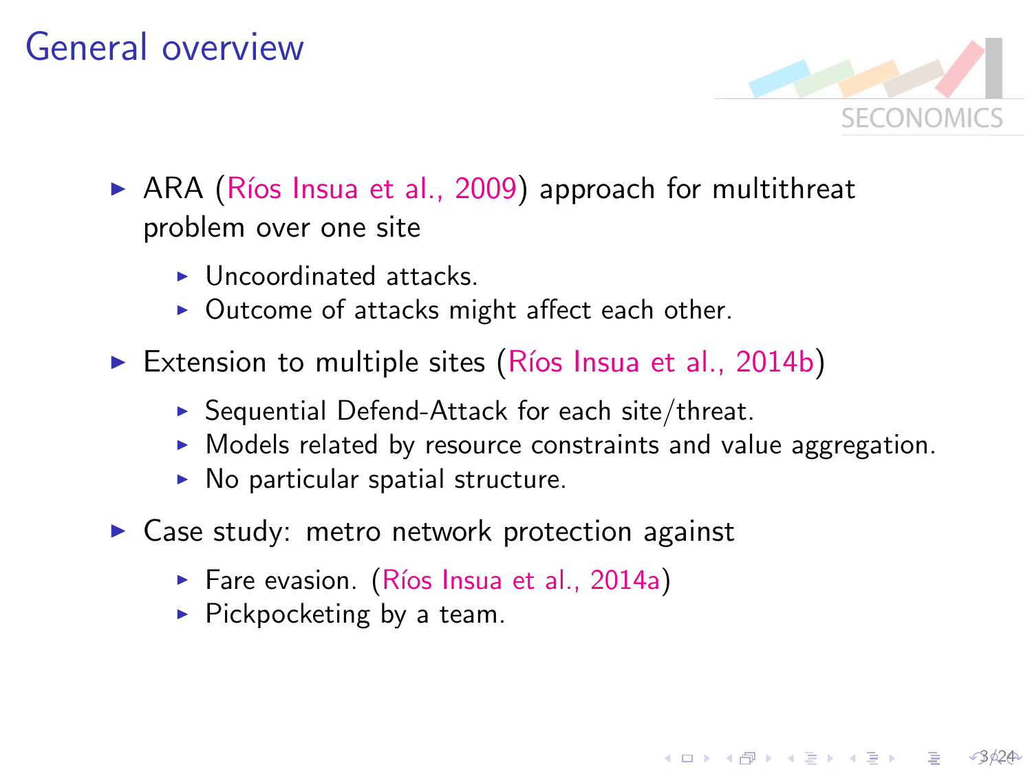# General overview

- ARA (Ríos Insua et al., 2009) approach for multithreat problem over one site
  - Uncoordinated attacks.
  - Outcome of attacks might affect each other.
- Extension to multiple sites (Ríos Insua et al., 2014b)
  - Sequential Defend-Attack for each site/threat.
  - Models related by resource constraints and value aggregation.
  - No particular spatial structure.
- Case study: metro network protection against
  - Fare evasion. (Ríos Insua et al., 2014a)
  - Pickpocketing by a team.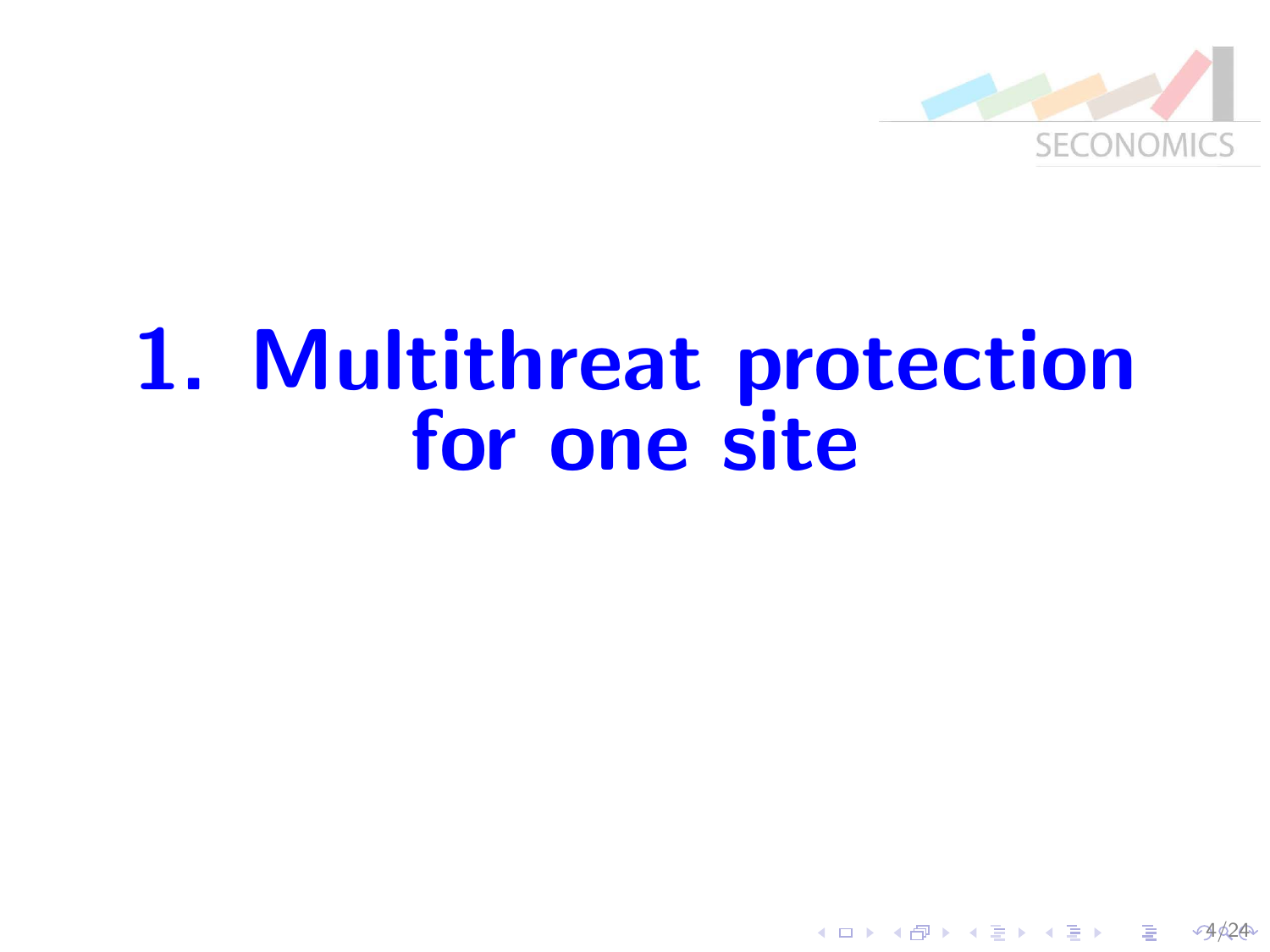# 1. Multithreat protection for one site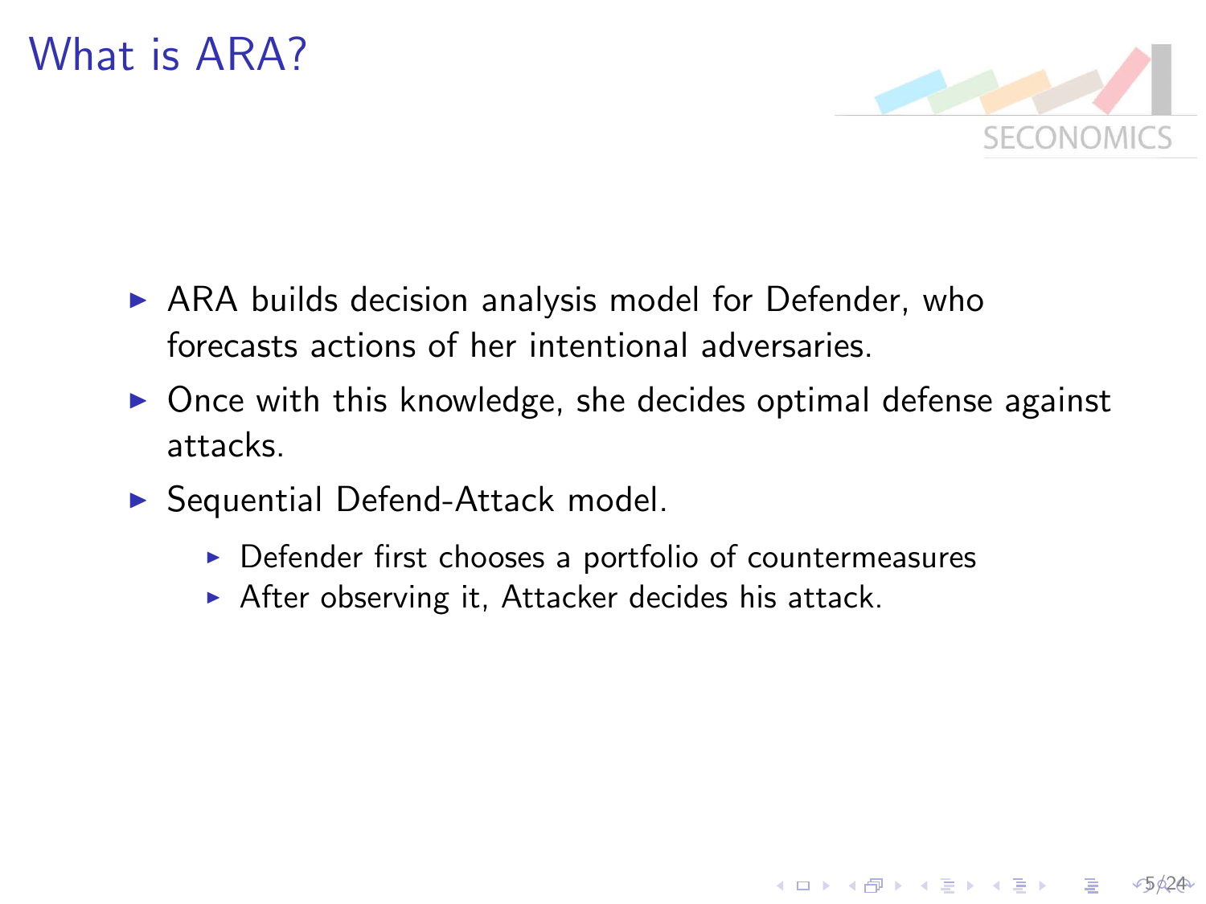# What is ARA?

- ARA builds decision analysis model for Defender, who forecasts actions of her intentional adversaries.
- Once with this knowledge, she decides optimal defense against attacks.
- Sequential Defend-Attack model.
  - Defender first chooses a portfolio of countermeasures
  - After observing it, Attacker decides his attack.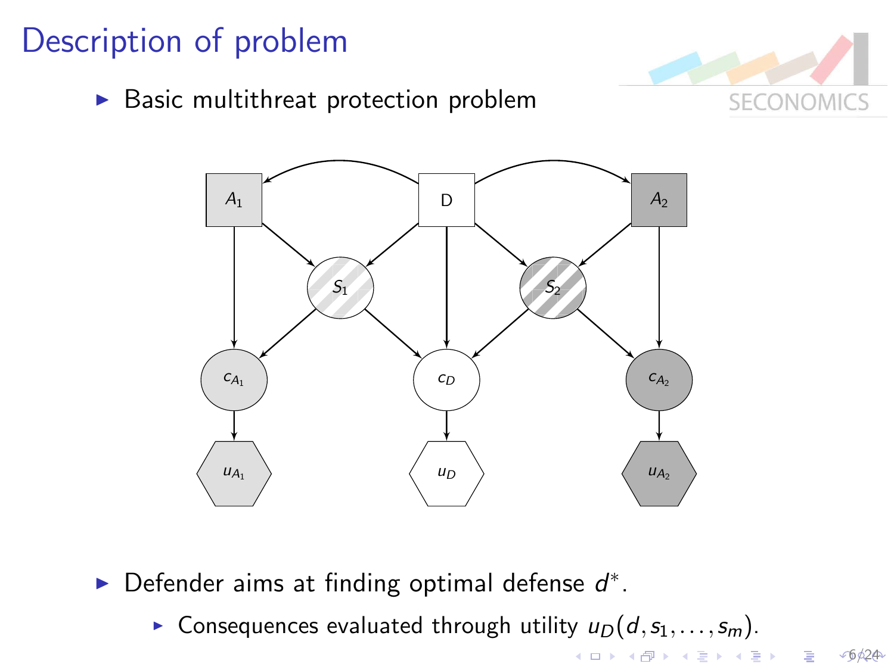# Description of problem

- Basic multithreat protection problem

- Defender aims at finding optimal defense $d^*$.
  - Consequences evaluated through utility $u_D(d, s_1, \ldots, s_m)$.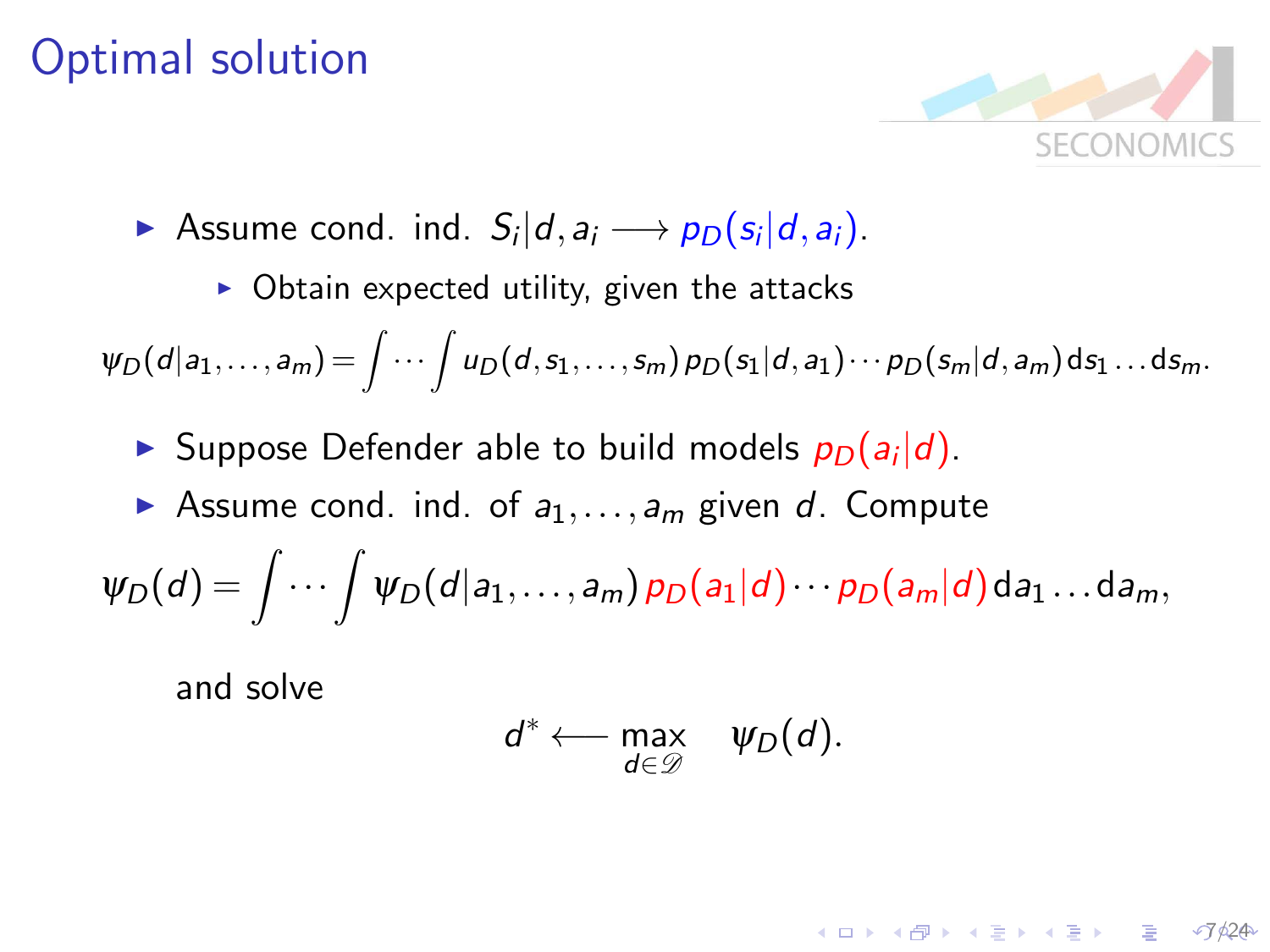# Optimal solution

- Assume cond. ind. $S_i|d, a_i \longrightarrow p_D(s_i|d, a_i)$.
  - Obtain expected utility, given the attacks

$$\psi_D(d|a_1,\ldots,a_m) = \int \cdots \int u_D(d, s_1, \ldots, s_m)\, p_D(s_1|d, a_1) \cdots p_D(s_m|d, a_m)\, \mathrm{d}s_1 \ldots \mathrm{d}s_m.$$

- Suppose Defender able to build models $p_D(a_i|d)$.
- Assume cond. ind. of $a_1, \ldots, a_m$ given $d$. Compute

$$\psi_D(d) = \int \cdots \int \psi_D(d|a_1,\ldots,a_m)\, p_D(a_1|d) \cdots p_D(a_m|d)\, \mathrm{d}a_1 \ldots \mathrm{d}a_m,$$

and solve

$$d^* \longleftarrow \max_{d \in \mathscr{D}} \quad \psi_D(d).$$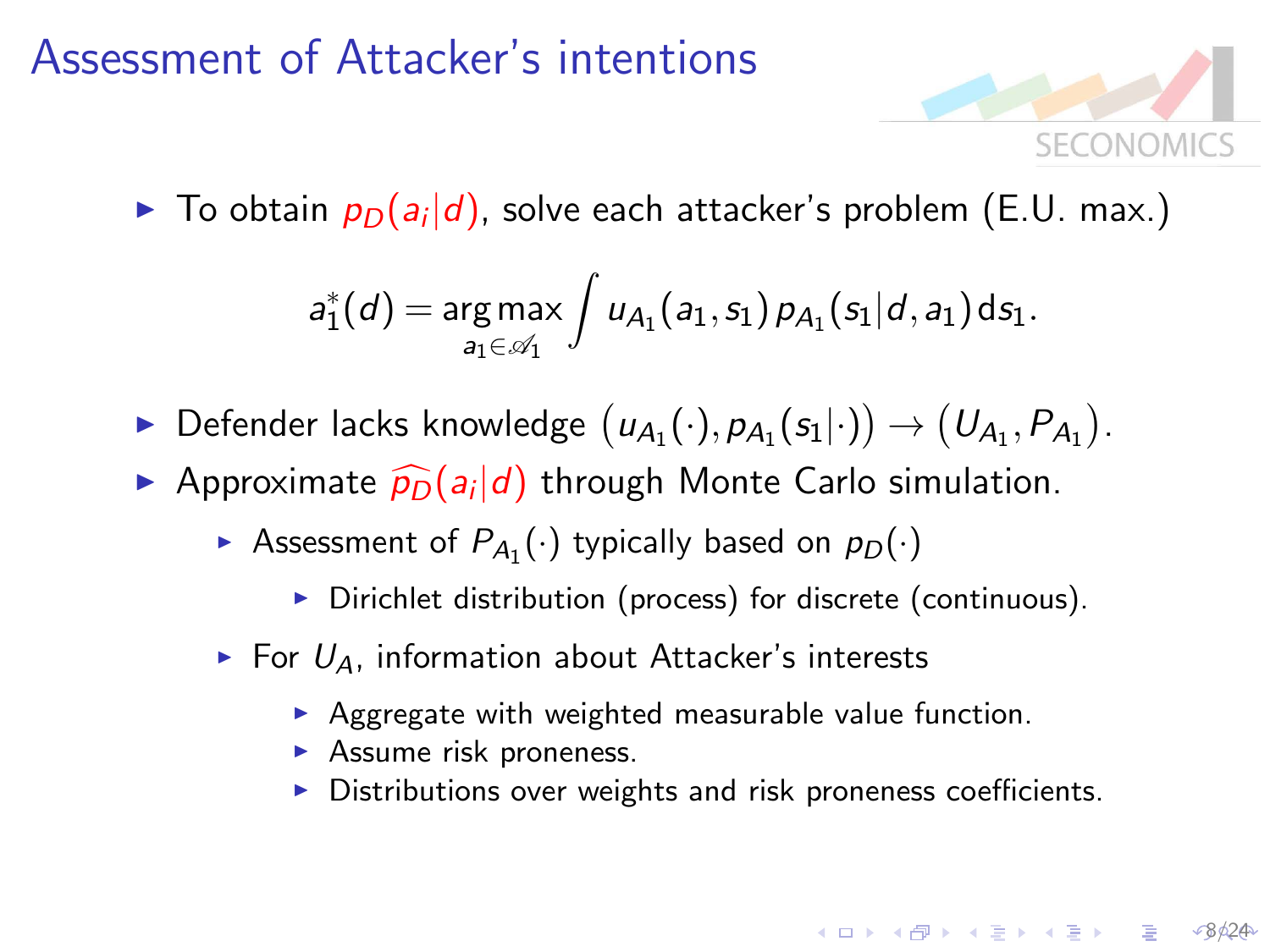# Assessment of Attacker's intentions

- To obtain $p_D(a_i|d)$, solve each attacker's problem (E.U. max.)

$$a_1^*(d) = \underset{a_1 \in \mathscr{A}_1}{\arg\max} \int u_{A_1}(a_1, s_1)\, p_{A_1}(s_1|d, a_1)\, ds_1.$$

- Defender lacks knowledge $\left(u_{A_1}(\cdot), p_{A_1}(s_1|\cdot)\right) \to \left(U_{A_1}, P_{A_1}\right)$.
- Approximate $\widehat{p_D}(a_i|d)$ through Monte Carlo simulation.
  - Assessment of $P_{A_1}(\cdot)$ typically based on $p_D(\cdot)$
    - Dirichlet distribution (process) for discrete (continuous).
  - For $U_A$, information about Attacker's interests
    - Aggregate with weighted measurable value function.
    - Assume risk proneness.
    - Distributions over weights and risk proneness coefficients.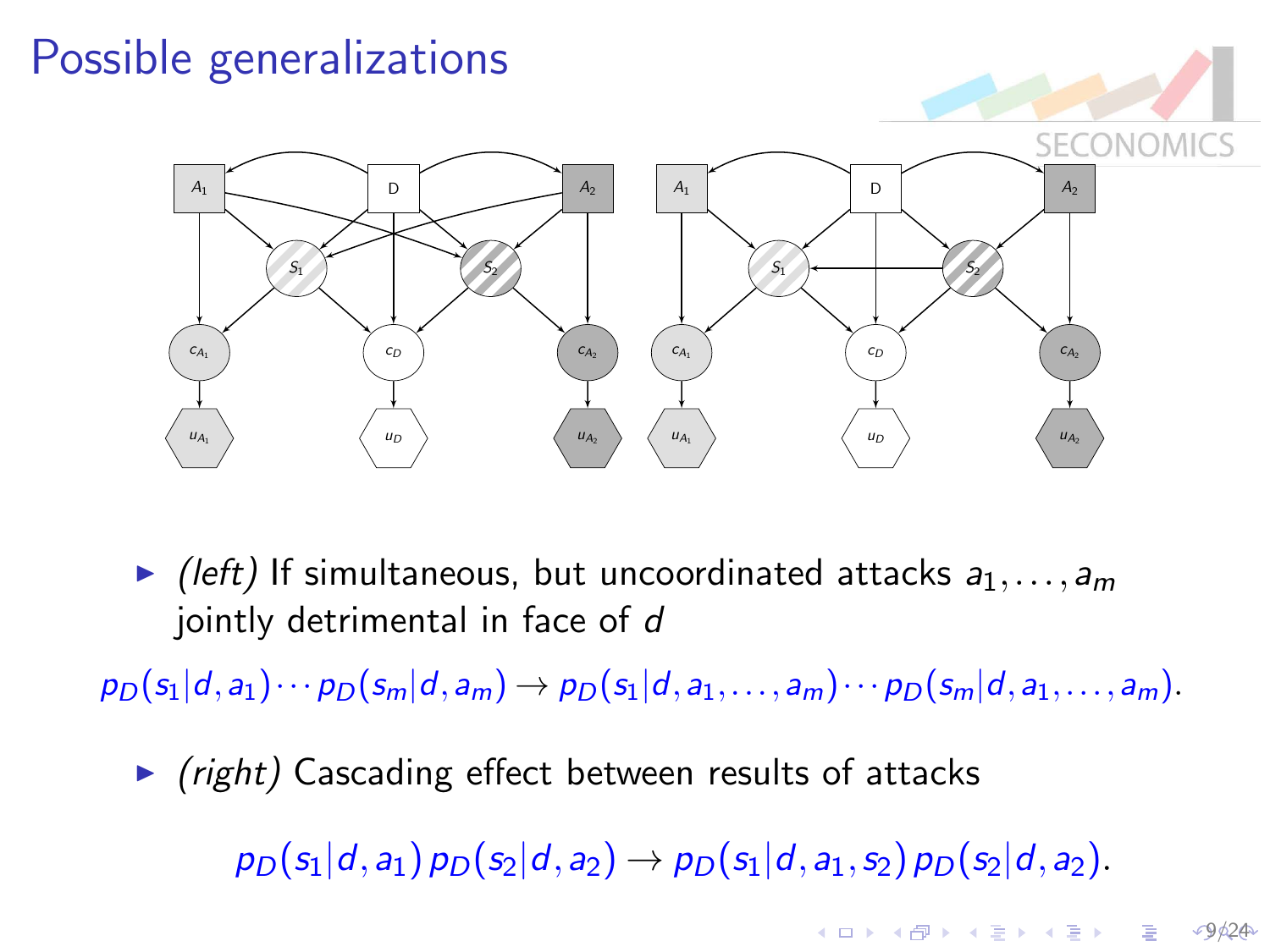# Possible generalizations

- *(left)* If simultaneous, but uncoordinated attacks $a_1, \ldots, a_m$ jointly detrimental in face of $d$

$$p_D(s_1|d, a_1) \cdots p_D(s_m|d, a_m) \rightarrow p_D(s_1|d, a_1, \ldots, a_m) \cdots p_D(s_m|d, a_1, \ldots, a_m).$$

- *(right)* Cascading effect between results of attacks

$$p_D(s_1|d, a_1)\, p_D(s_2|d, a_2) \rightarrow p_D(s_1|d, a_1, s_2)\, p_D(s_2|d, a_2).$$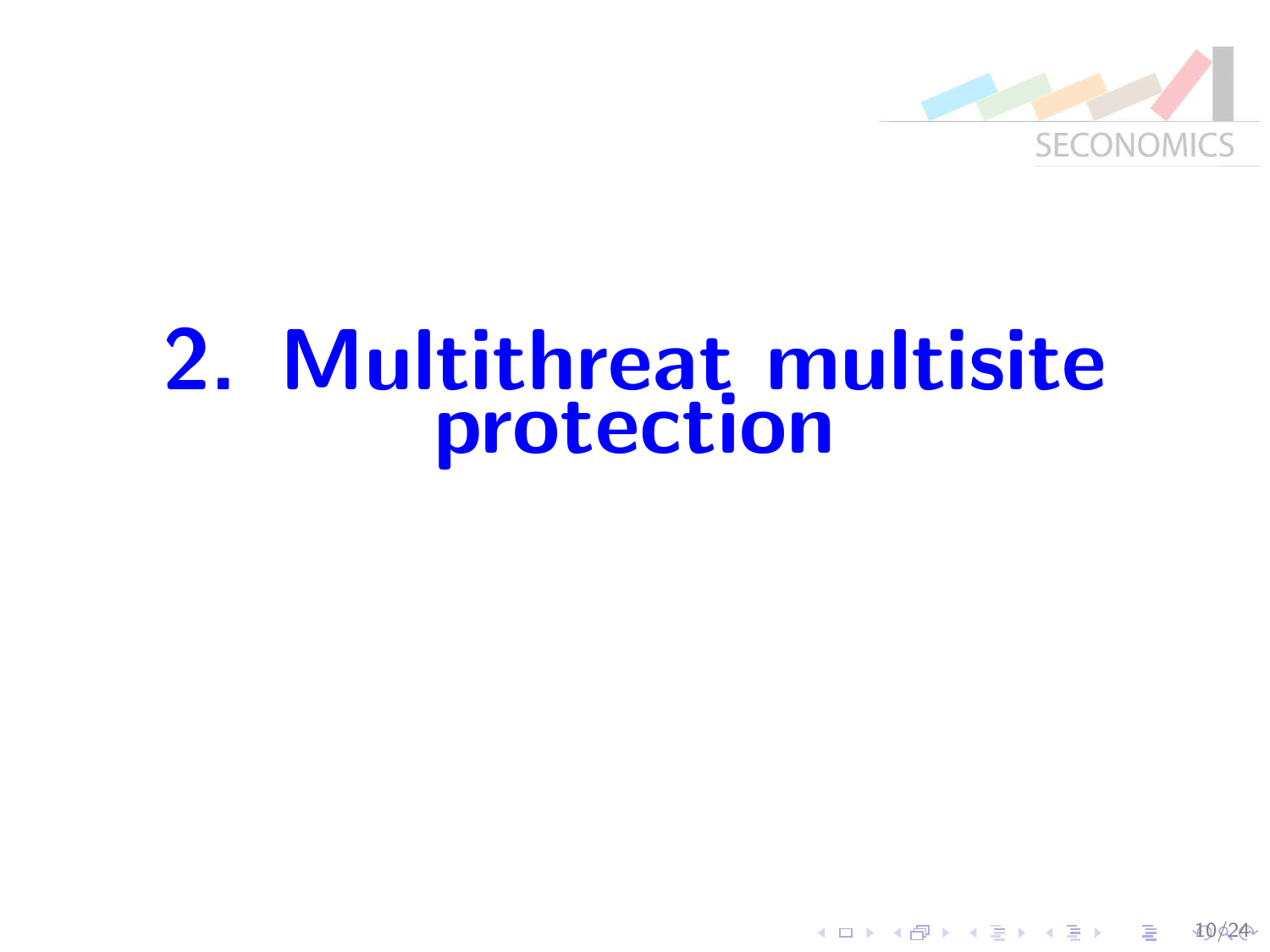# 2. Multithreat multisite protection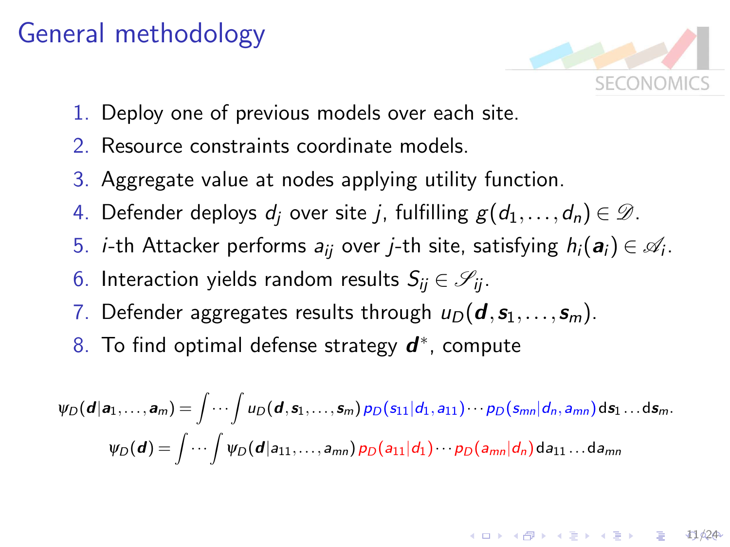# General methodology

1. Deploy one of previous models over each site.
2. Resource constraints coordinate models.
3. Aggregate value at nodes applying utility function.
4. Defender deploys $d_j$ over site $j$, fulfilling $g(d_1, \ldots, d_n) \in \mathscr{D}$.
5. $i$-th Attacker performs $a_{ij}$ over $j$-th site, satisfying $h_i(\boldsymbol{a}_i) \in \mathscr{A}_i$.
6. Interaction yields random results $S_{ij} \in \mathscr{S}_{ij}$.
7. Defender aggregates results through $u_D(\boldsymbol{d}, \boldsymbol{s}_1, \ldots, \boldsymbol{s}_m)$.
8. To find optimal defense strategy $\boldsymbol{d}^*$, compute

$$\psi_D(\boldsymbol{d}|\boldsymbol{a}_1, \ldots, \boldsymbol{a}_m) = \int \cdots \int u_D(\boldsymbol{d}, \boldsymbol{s}_1, \ldots, \boldsymbol{s}_m)\, p_D(s_{11}|d_1, a_{11}) \cdots p_D(s_{mn}|d_n, a_{mn})\, \mathrm{d}\boldsymbol{s}_1 \ldots \mathrm{d}\boldsymbol{s}_m.$$

$$\psi_D(\boldsymbol{d}) = \int \cdots \int \psi_D(\boldsymbol{d}|a_{11}, \ldots, a_{mn})\, p_D(a_{11}|d_1) \cdots p_D(a_{mn}|d_n)\, \mathrm{d}a_{11} \ldots \mathrm{d}a_{mn}$$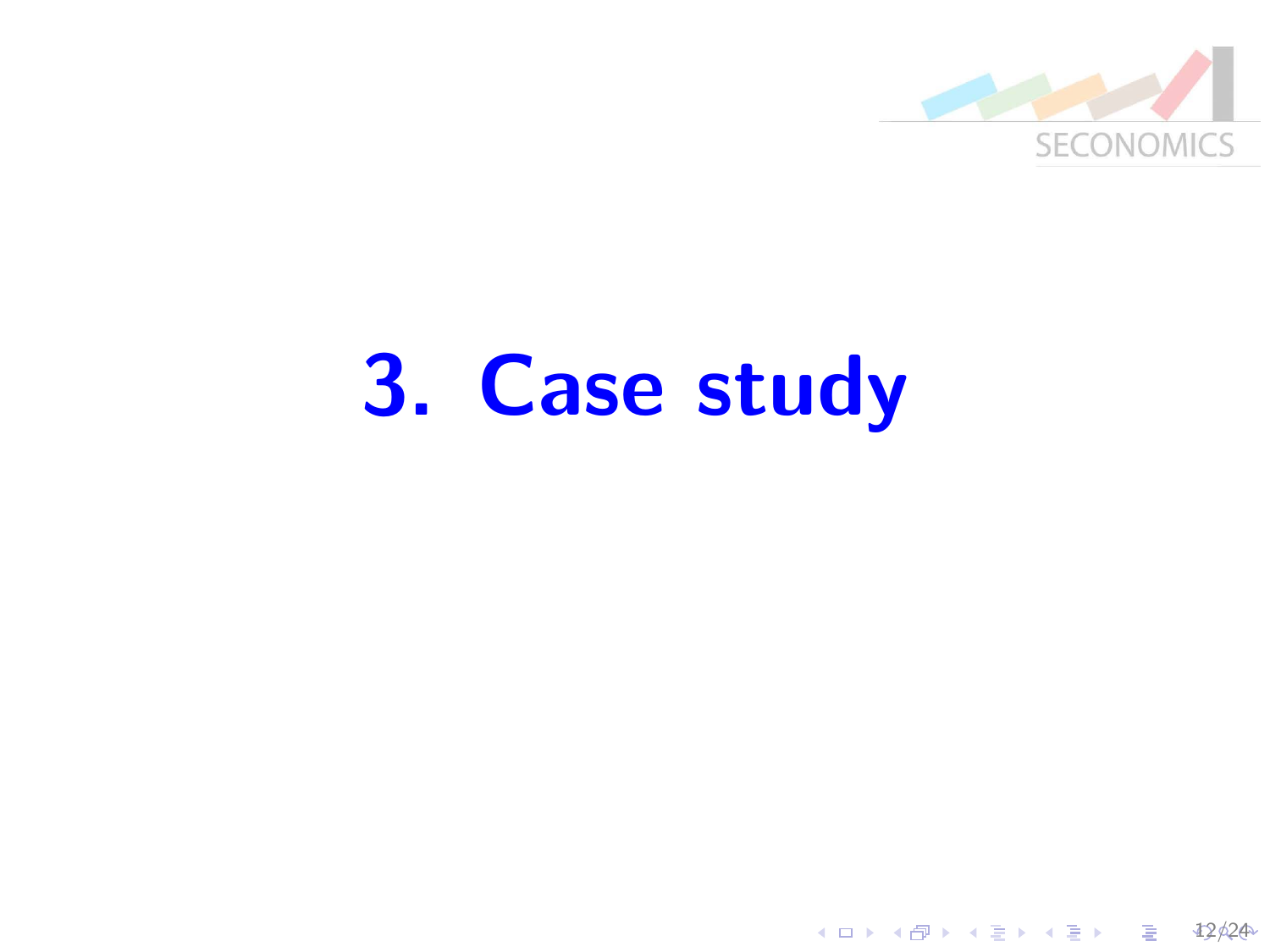# 3. Case study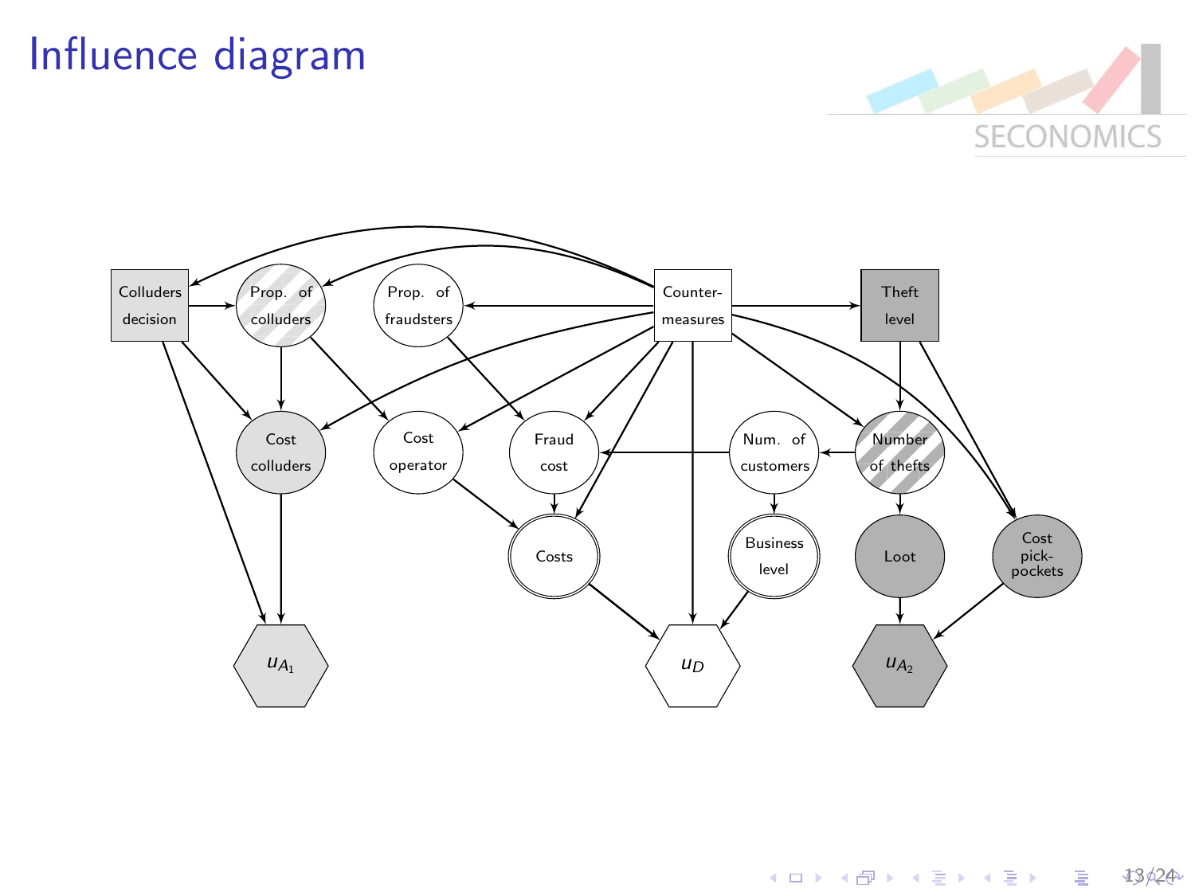# Influence diagram

Colluders decision

Prop. of colluders

Prop. of fraudsters

Counter-measures

Theft level

Cost colluders

Cost operator

Fraud cost

Num. of customers

Number of thefts

Costs

Business level

Loot

Cost pick-pockets

$u_{A_1}$

$u_D$

$u_{A_2}$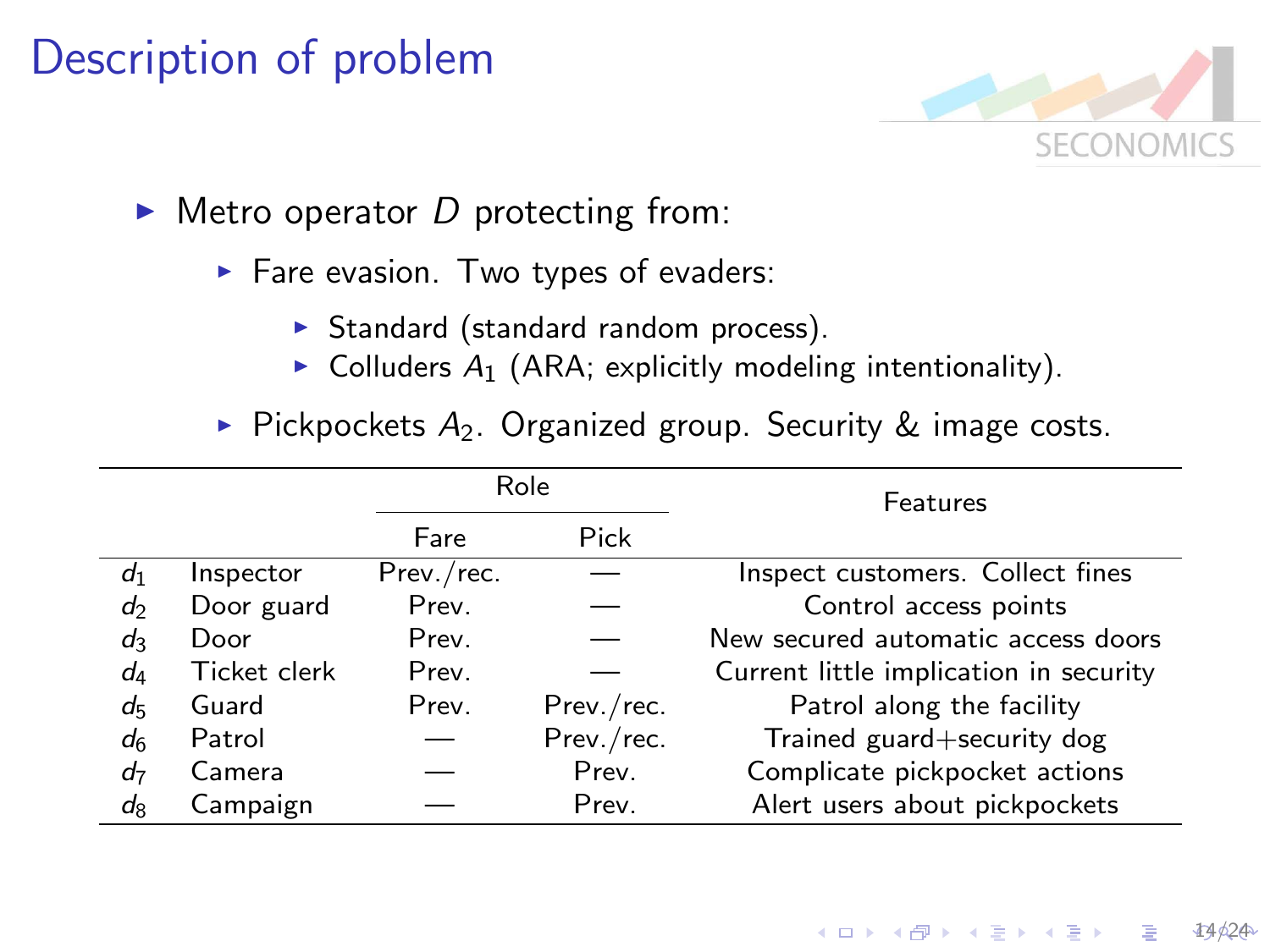# Description of problem

- Metro operator $D$ protecting from:
  - Fare evasion. Two types of evaders:
    - Standard (standard random process).
    - Colluders $A_1$ (ARA; explicitly modeling intentionality).
  - Pickpockets $A_2$. Organized group. Security & image costs.

| | | Role | | Features |
|---|---|---|---|---|
| | | Fare | Pick | |
| $d_1$ | Inspector | Prev./rec. | — | Inspect customers. Collect fines |
| $d_2$ | Door guard | Prev. | — | Control access points |
| $d_3$ | Door | Prev. | — | New secured automatic access doors |
| $d_4$ | Ticket clerk | Prev. | — | Current little implication in security |
| $d_5$ | Guard | Prev. | Prev./rec. | Patrol along the facility |
| $d_6$ | Patrol | — | Prev./rec. | Trained guard+security dog |
| $d_7$ | Camera | — | Prev. | Complicate pickpocket actions |
| $d_8$ | Campaign | — | Prev. | Alert users about pickpockets |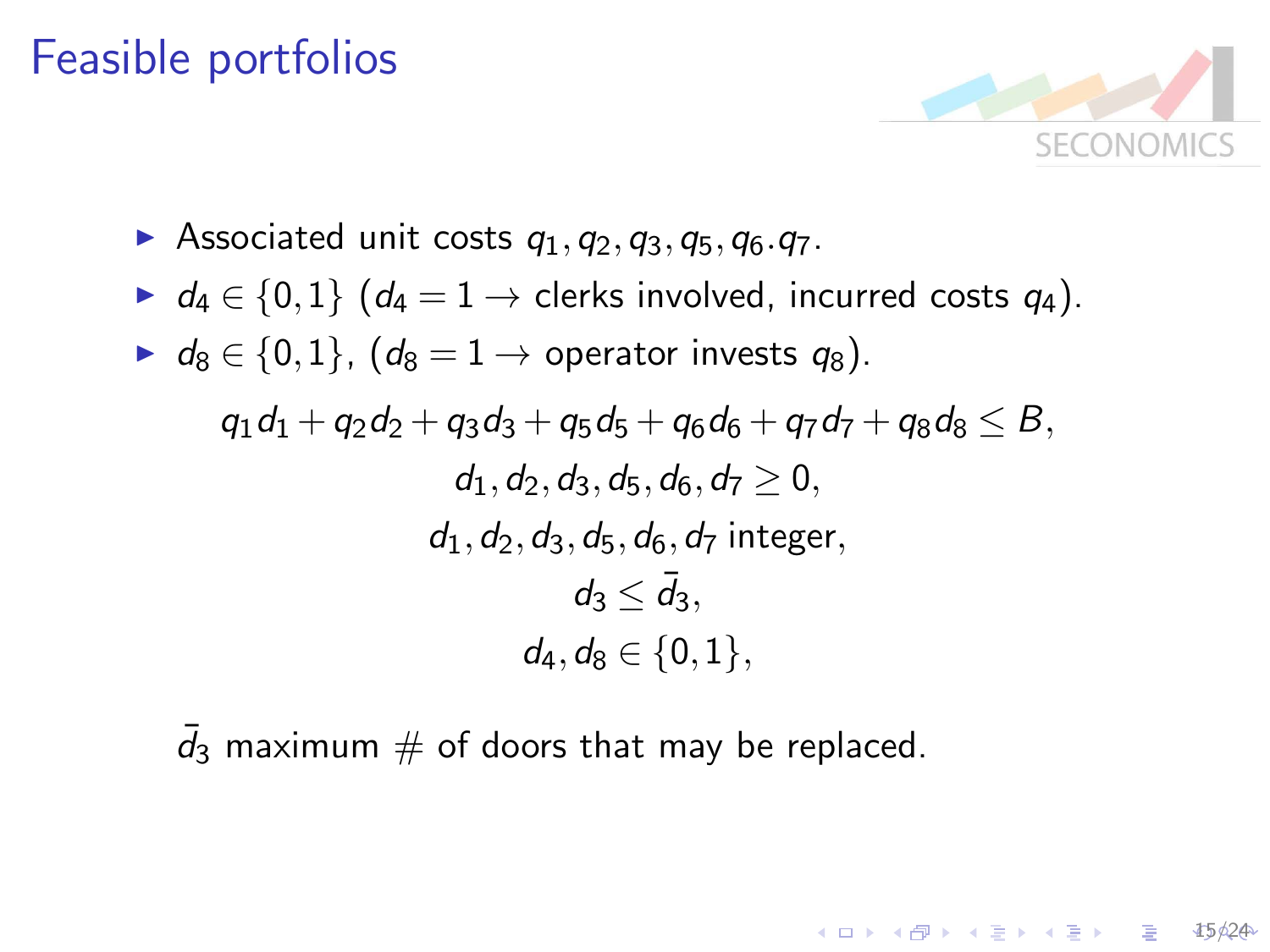# Feasible portfolios

- Associated unit costs $q_1, q_2, q_3, q_5, q_6 . q_7$.
- $d_4 \in \{0, 1\}$ ($d_4 = 1 \rightarrow$ clerks involved, incurred costs $q_4$).
- $d_8 \in \{0, 1\}$, ($d_8 = 1 \rightarrow$ operator invests $q_8$).

$$
\begin{gathered}
q_1 d_1 + q_2 d_2 + q_3 d_3 + q_5 d_5 + q_6 d_6 + q_7 d_7 + q_8 d_8 \leq B, \\
d_1, d_2, d_3, d_5, d_6, d_7 \geq 0, \\
d_1, d_2, d_3, d_5, d_6, d_7 \text{ integer}, \\
d_3 \leq \bar{d}_3, \\
d_4, d_8 \in \{0, 1\},
\end{gathered}
$$

$\bar{d}_3$ maximum # of doors that may be replaced.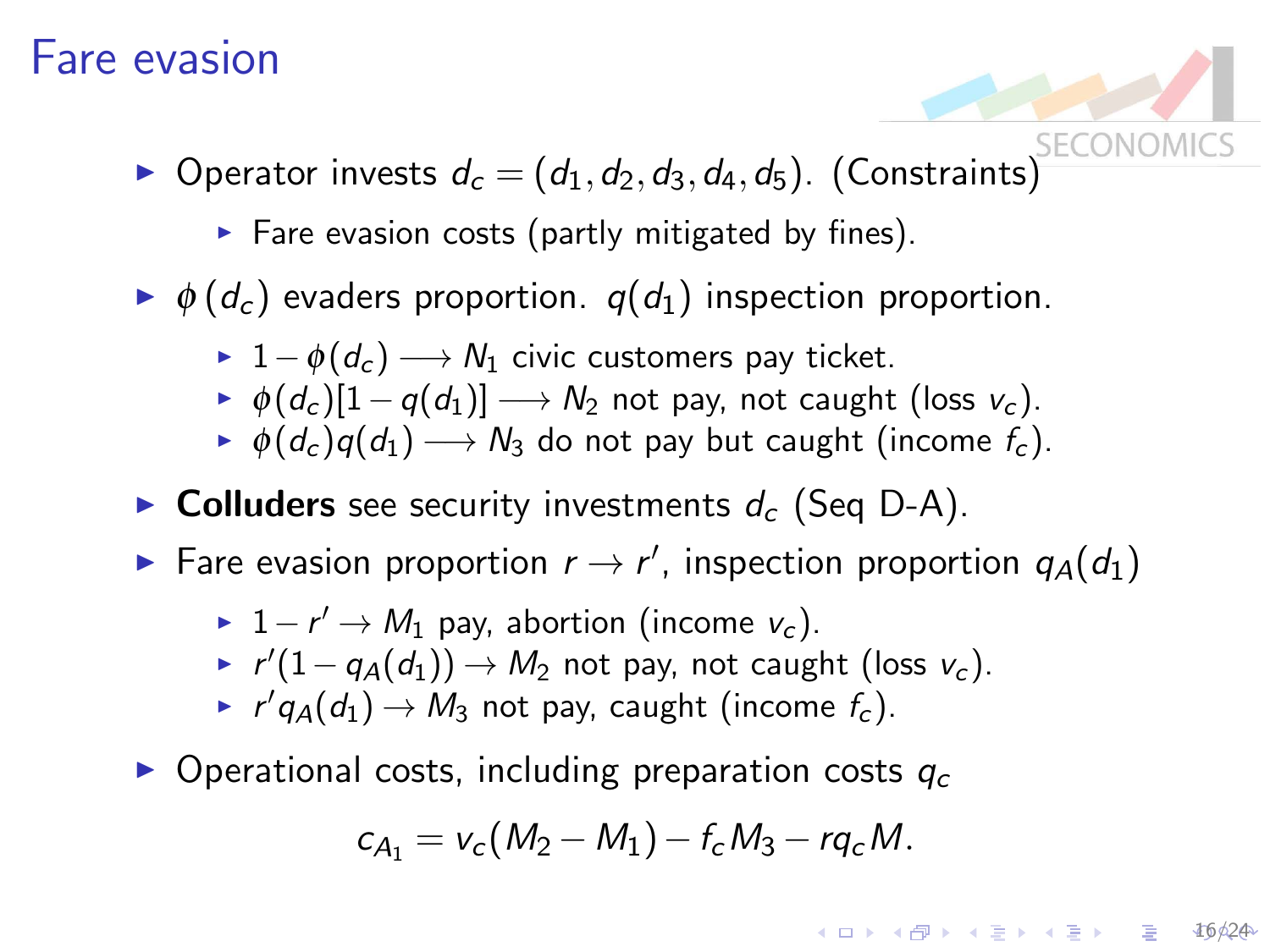# Fare evasion

- Operator invests $d_c = (d_1, d_2, d_3, d_4, d_5)$. (Constraints)
  - Fare evasion costs (partly mitigated by fines).
- $\phi(d_c)$ evaders proportion. $q(d_1)$ inspection proportion.
  - $1 - \phi(d_c) \longrightarrow N_1$ civic customers pay ticket.
  - $\phi(d_c)[1 - q(d_1)] \longrightarrow N_2$ not pay, not caught (loss $v_c$).
  - $\phi(d_c)q(d_1) \longrightarrow N_3$ do not pay but caught (income $f_c$).
- **Colluders** see security investments $d_c$ (Seq D-A).
- Fare evasion proportion $r \to r'$, inspection proportion $q_A(d_1)$
  - $1 - r' \to M_1$ pay, abortion (income $v_c$).
  - $r'(1 - q_A(d_1)) \to M_2$ not pay, not caught (loss $v_c$).
  - $r' q_A(d_1) \to M_3$ not pay, caught (income $f_c$).
- Operational costs, including preparation costs $q_c$

$$c_{A_1} = v_c(M_2 - M_1) - f_c M_3 - r q_c M.$$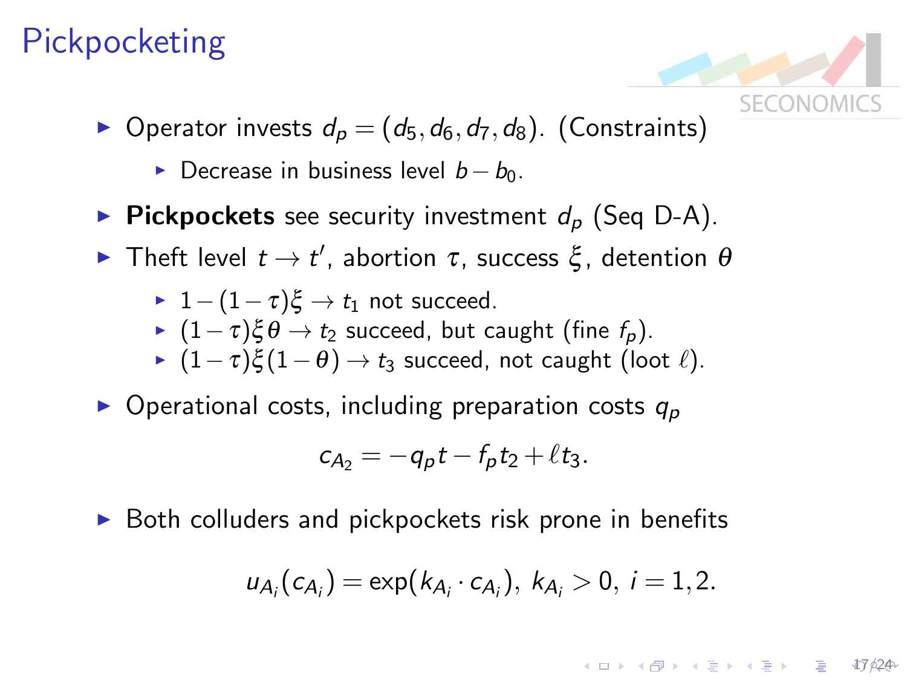# Pickpocketing

- Operator invests $d_p = (d_5, d_6, d_7, d_8)$. (Constraints)
  - Decrease in business level $b - b_0$.
- **Pickpockets** see security investment $d_p$ (Seq D-A).
- Theft level $t \to t'$, abortion $\tau$, success $\xi$, detention $\theta$
  - $1-(1-\tau)\xi \to t_1$ not succeed.
  - $(1-\tau)\xi\theta \to t_2$ succeed, but caught (fine $f_p$).
  - $(1-\tau)\xi(1-\theta) \to t_3$ succeed, not caught (loot $\ell$).
- Operational costs, including preparation costs $q_p$

$$c_{A_2} = -q_p t - f_p t_2 + \ell t_3.$$

- Both colluders and pickpockets risk prone in benefits

$$u_{A_i}(c_{A_i}) = \exp(k_{A_i} \cdot c_{A_i}),\ k_{A_i} > 0,\ i = 1, 2.$$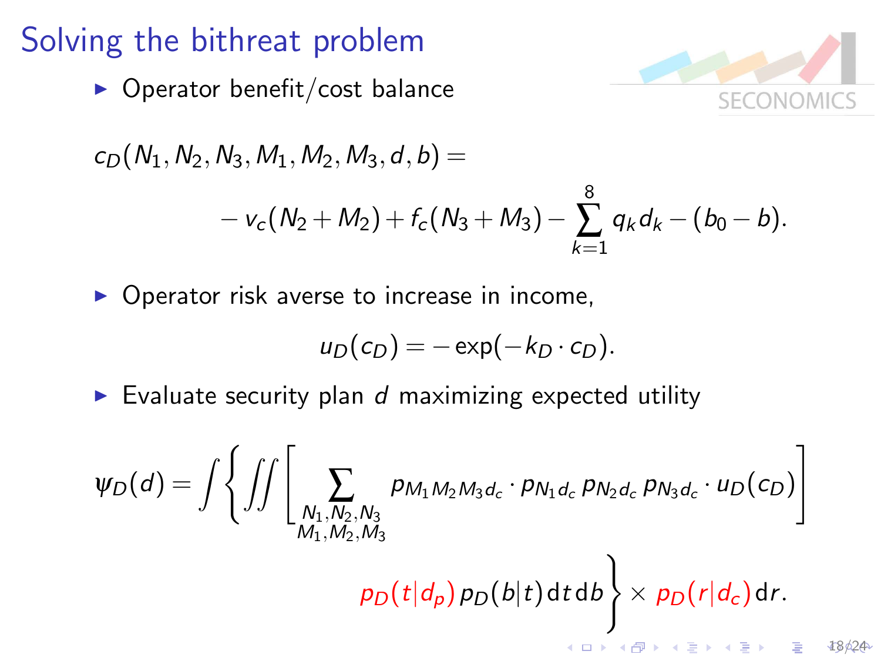# Solving the bithreat problem

- Operator benefit/cost balance

$$c_D(N_1, N_2, N_3, M_1, M_2, M_3, d, b) =$$

$$-\, v_c(N_2 + M_2) + f_c(N_3 + M_3) - \sum_{k=1}^{8} q_k d_k - (b_0 - b).$$

- Operator risk averse to increase in income,

$$u_D(c_D) = -\exp(-k_D \cdot c_D).$$

- Evaluate security plan $d$ maximizing expected utility

$$\psi_D(d) = \int \left\{ \iint \left[ \sum_{\substack{N_1, N_2, N_3 \\ M_1, M_2, M_3}} p_{M_1 M_2 M_3 d_c} \cdot p_{N_1 d_c}\, p_{N_2 d_c}\, p_{N_3 d_c} \cdot u_D(c_D) \right] p_D(t|d_p)\, p_D(b|t)\, \mathrm{d}t\, \mathrm{d}b \right\} \times p_D(r|d_c)\, \mathrm{d}r.$$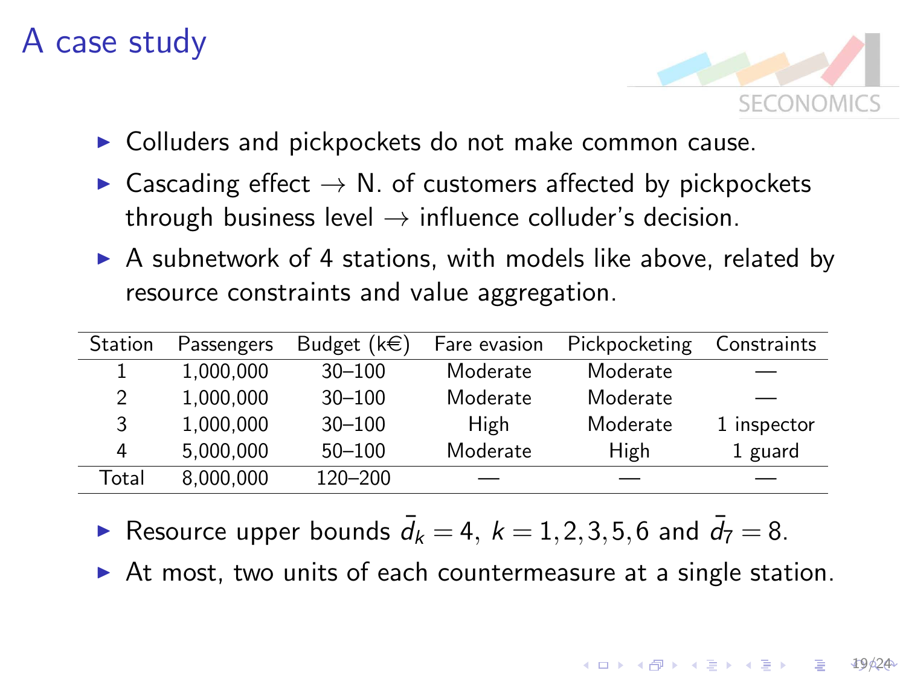# A case study

- Colluders and pickpockets do not make common cause.
- Cascading effect $\rightarrow$ N. of customers affected by pickpockets through business level $\rightarrow$ influence colluder's decision.
- A subnetwork of 4 stations, with models like above, related by resource constraints and value aggregation.

| Station | Passengers | Budget (k€) | Fare evasion | Pickpocketing | Constraints |
|---|---|---|---|---|---|
| 1 | 1,000,000 | 30–100 | Moderate | Moderate | — |
| 2 | 1,000,000 | 30–100 | Moderate | Moderate | — |
| 3 | 1,000,000 | 30–100 | High | Moderate | 1 inspector |
| 4 | 5,000,000 | 50–100 | Moderate | High | 1 guard |
| Total | 8,000,000 | 120–200 | — | — | — |

- Resource upper bounds $\bar{d}_k = 4,\ k = 1, 2, 3, 5, 6$ and $\bar{d}_7 = 8$.
- At most, two units of each countermeasure at a single station.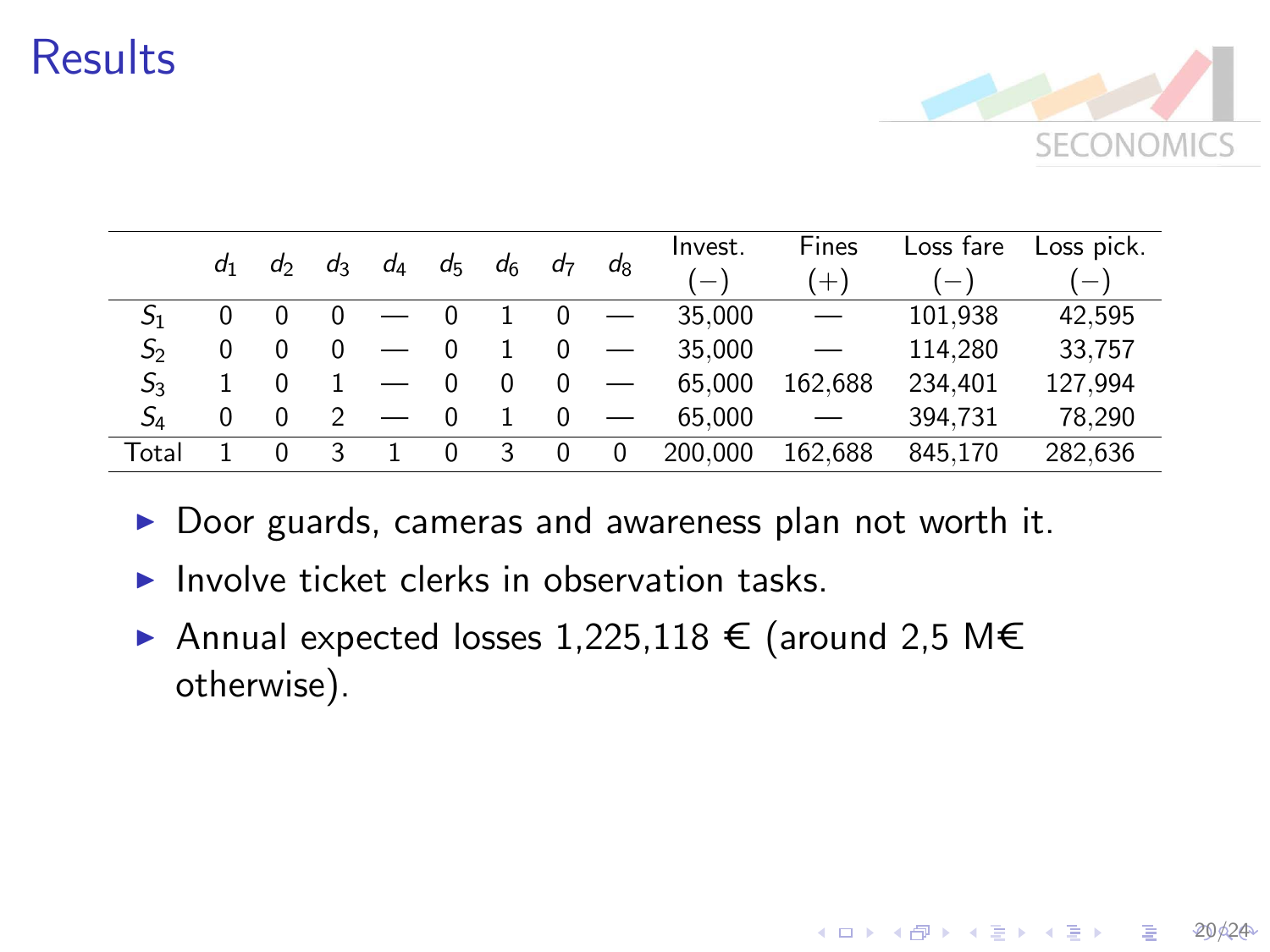# Results

| | $d_1$ | $d_2$ | $d_3$ | $d_4$ | $d_5$ | $d_6$ | $d_7$ | $d_8$ | Invest. $(-)$ | Fines $(+)$ | Loss fare $(-)$ | Loss pick. $(-)$ |
|---|---|---|---|---|---|---|---|---|---|---|---|---|
| $S_1$ | 0 | 0 | 0 | — | 0 | 1 | 0 | — | 35,000 | — | 101,938 | 42,595 |
| $S_2$ | 0 | 0 | 0 | — | 0 | 1 | 0 | — | 35,000 | — | 114,280 | 33,757 |
| $S_3$ | 1 | 0 | 1 | — | 0 | 0 | 0 | — | 65,000 | 162,688 | 234,401 | 127,994 |
| $S_4$ | 0 | 0 | 2 | — | 0 | 1 | 0 | — | 65,000 | — | 394,731 | 78,290 |
| Total | 1 | 0 | 3 | 1 | 0 | 3 | 0 | 0 | 200,000 | 162,688 | 845,170 | 282,636 |

- Door guards, cameras and awareness plan not worth it.
- Involve ticket clerks in observation tasks.
- Annual expected losses 1,225,118 € (around 2,5 M€ otherwise).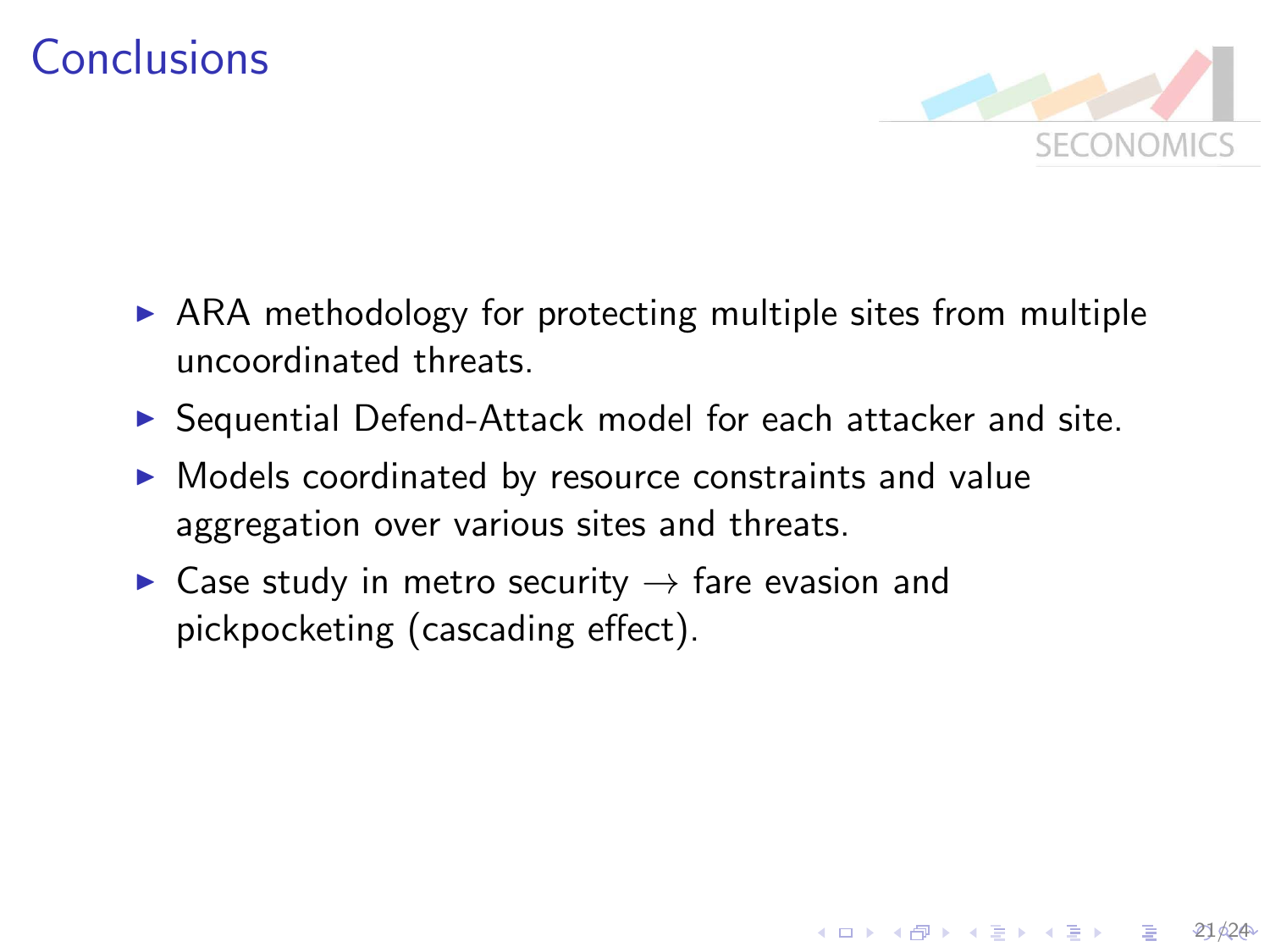# Conclusions

- ARA methodology for protecting multiple sites from multiple uncoordinated threats.
- Sequential Defend-Attack model for each attacker and site.
- Models coordinated by resource constraints and value aggregation over various sites and threats.
- Case study in metro security $\rightarrow$ fare evasion and pickpocketing (cascading effect).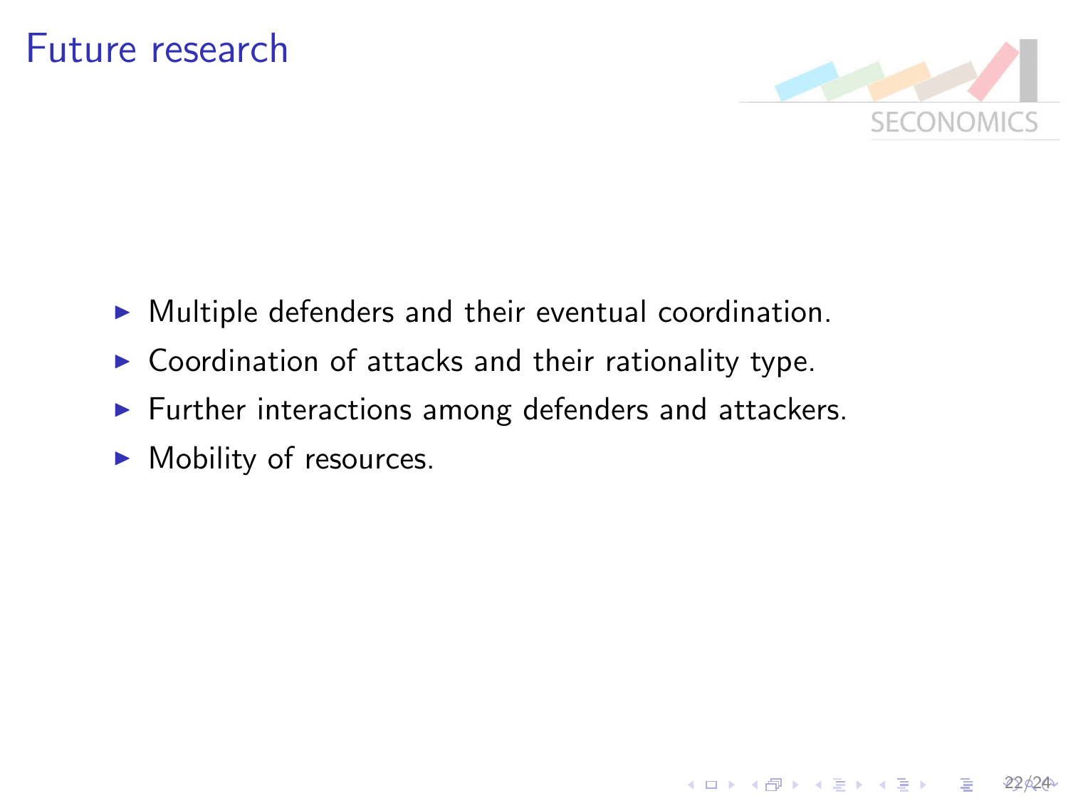# Future research

- Multiple defenders and their eventual coordination.
- Coordination of attacks and their rationality type.
- Further interactions among defenders and attackers.
- Mobility of resources.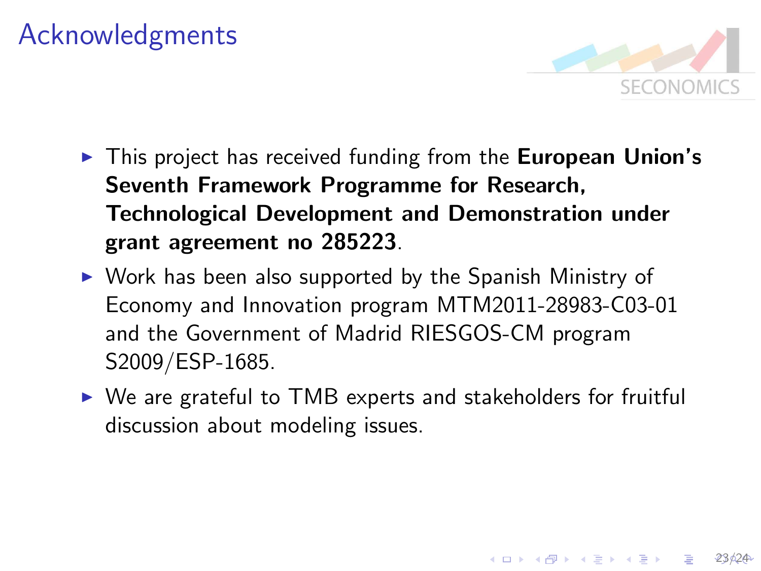# Acknowledgments

- This project has received funding from the **European Union's Seventh Framework Programme for Research, Technological Development and Demonstration under grant agreement no 285223**.
- Work has been also supported by the Spanish Ministry of Economy and Innovation program MTM2011-28983-C03-01 and the Government of Madrid RIESGOS-CM program S2009/ESP-1685.
- We are grateful to TMB experts and stakeholders for fruitful discussion about modeling issues.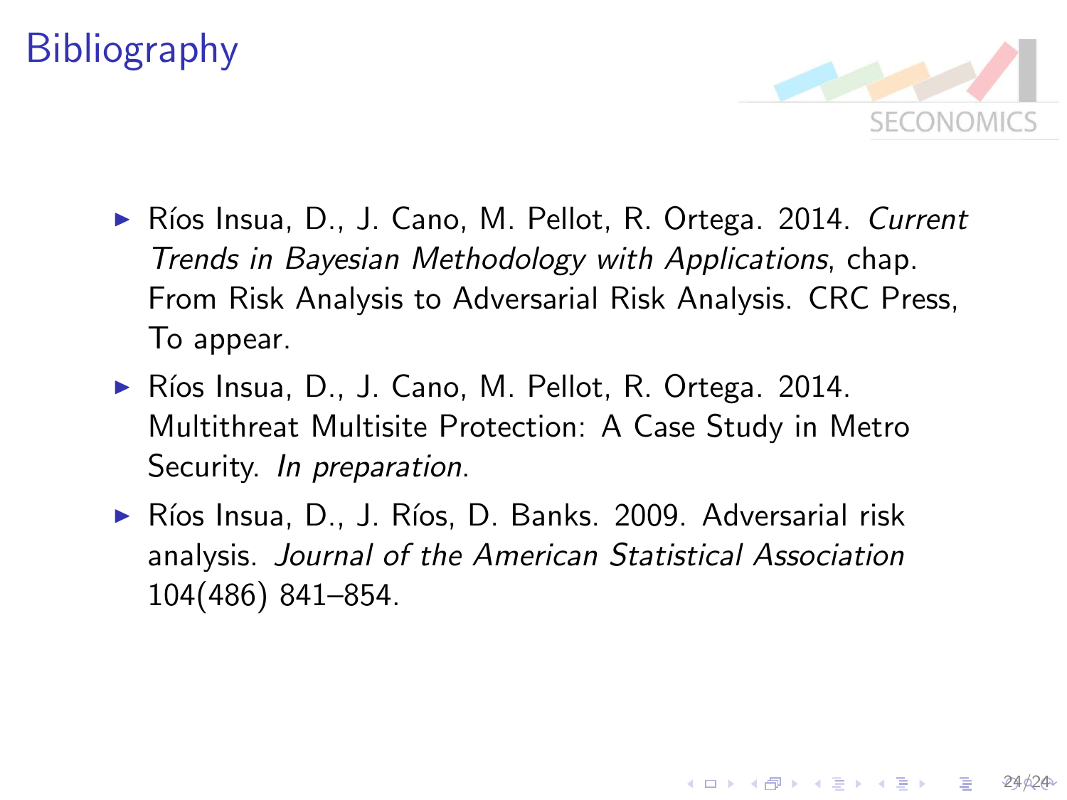# Bibliography

- Ríos Insua, D., J. Cano, M. Pellot, R. Ortega. 2014. *Current Trends in Bayesian Methodology with Applications*, chap. From Risk Analysis to Adversarial Risk Analysis. CRC Press, To appear.
- Ríos Insua, D., J. Cano, M. Pellot, R. Ortega. 2014. Multithreat Multisite Protection: A Case Study in Metro Security. *In preparation*.
- Ríos Insua, D., J. Ríos, D. Banks. 2009. Adversarial risk analysis. *Journal of the American Statistical Association* 104(486) 841–854.